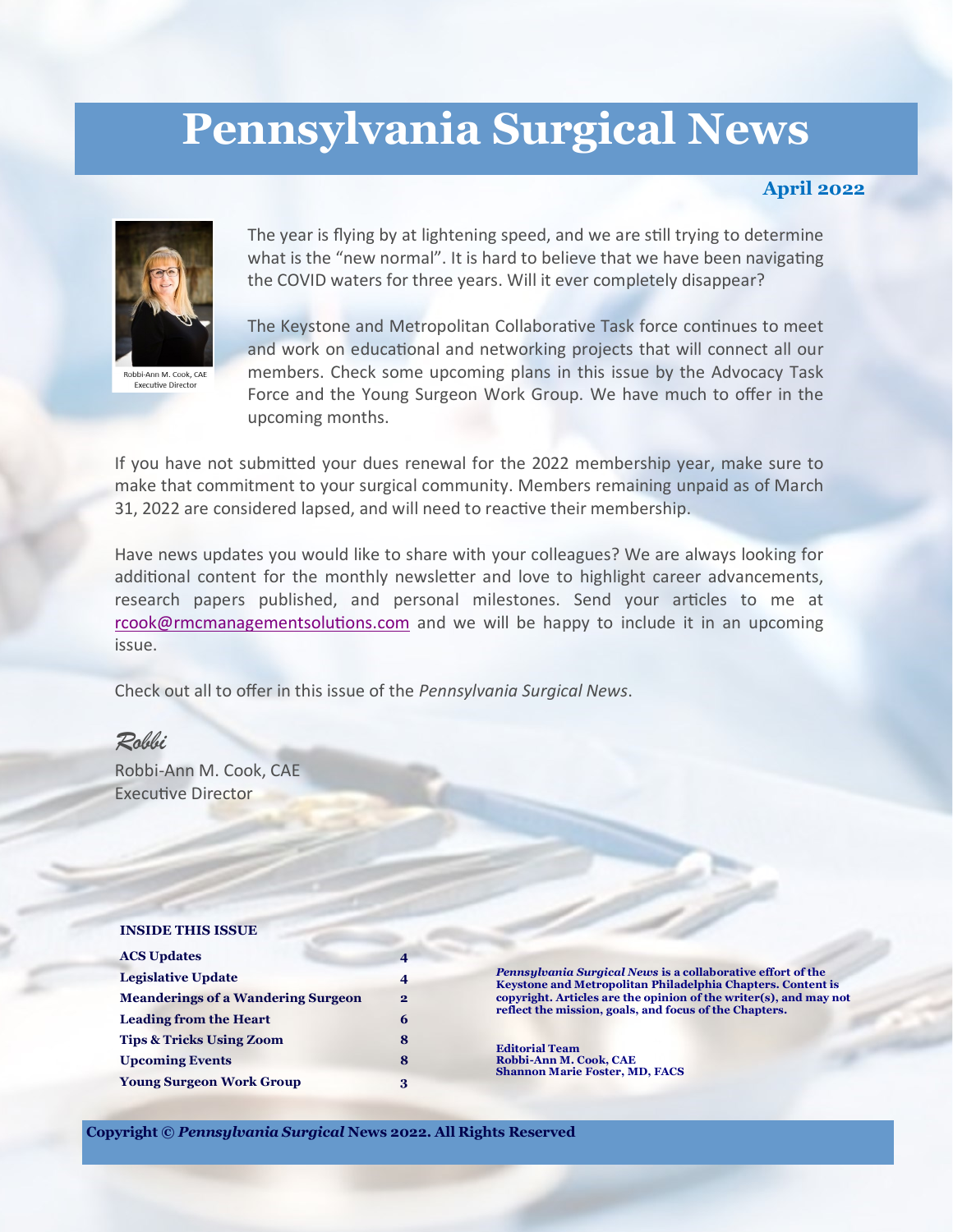# Pennsylvania Surgical News

**April 2022**

Robbi-Ann M. Cook, CAE
Executive Director

The year is flying by at lightening speed, and we are still trying to determine what is the "new normal". It is hard to believe that we have been navigating the COVID waters for three years. Will it ever completely disappear?

The Keystone and Metropolitan Collaborative Task force continues to meet and work on educational and networking projects that will connect all our members. Check some upcoming plans in this issue by the Advocacy Task Force and the Young Surgeon Work Group. We have much to offer in the upcoming months.

If you have not submitted your dues renewal for the 2022 membership year, make sure to make that commitment to your surgical community. Members remaining unpaid as of March 31, 2022 are considered lapsed, and will need to reactive their membership.

Have news updates you would like to share with your colleagues? We are always looking for additional content for the monthly newsletter and love to highlight career advancements, research papers published, and personal milestones. Send your articles to me at rcook@rmcmanagementsolutions.com and we will be happy to include it in an upcoming issue.

Check out all to offer in this issue of the *Pennsylvania Surgical News*.

*Robbi*

Robbi-Ann M. Cook, CAE
Executive Director

**INSIDE THIS ISSUE**

| | |
|---|---|
| **ACS Updates** | **4** |
| **Legislative Update** | **4** |
| **Meanderings of a Wandering Surgeon** | **2** |
| **Leading from the Heart** | **6** |
| **Tips & Tricks Using Zoom** | **8** |
| **Upcoming Events** | **8** |
| **Young Surgeon Work Group** | **3** |

***Pennsylvania Surgical News*** **is a collaborative effort of the Keystone and Metropolitan Philadelphia Chapters. Content is copyright. Articles are the opinion of the writer(s), and may not reflect the mission, goals, and focus of the Chapters.**

**Editorial Team**
**Robbi-Ann M. Cook, CAE**
**Shannon Marie Foster, MD, FACS**

**Copyright © *Pennsylvania Surgical* News 2022. All Rights Reserved**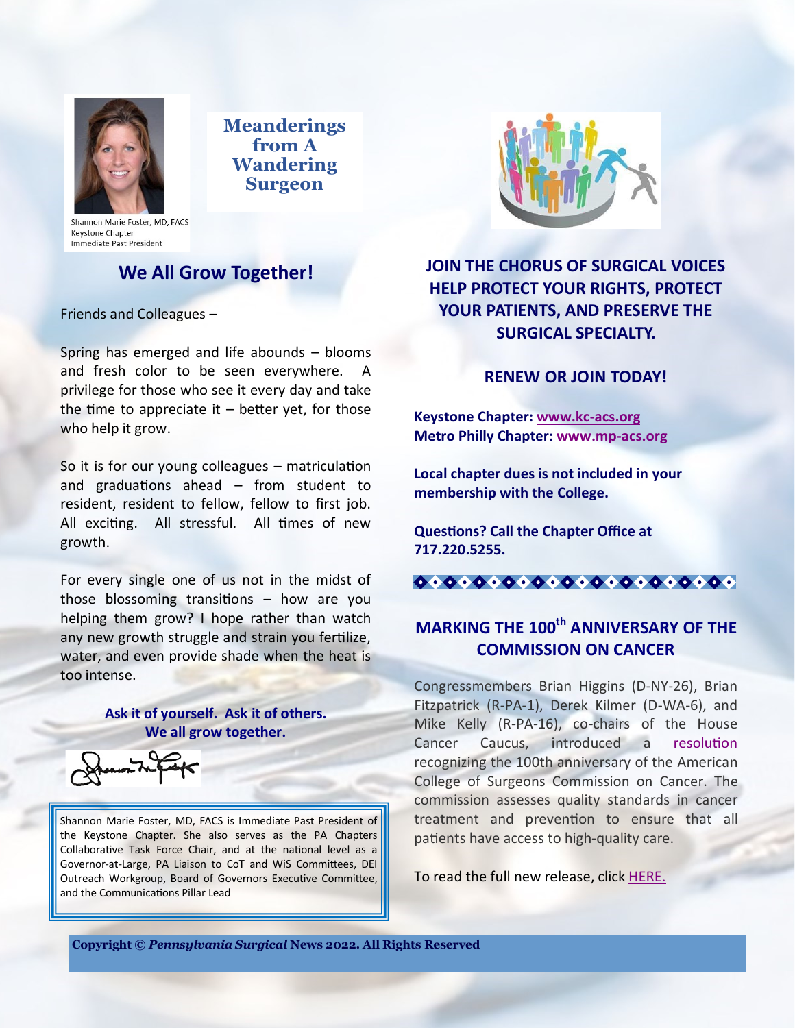Shannon Marie Foster, MD, FACS
Keystone Chapter
Immediate Past President

## Meanderings from A Wandering Surgeon

## We All Grow Together!

Friends and Colleagues –

Spring has emerged and life abounds – blooms and fresh color to be seen everywhere. A privilege for those who see it every day and take the time to appreciate it – better yet, for those who help it grow.

So it is for our young colleagues – matriculation and graduations ahead – from student to resident, resident to fellow, fellow to first job. All exciting. All stressful. All times of new growth.

For every single one of us not in the midst of those blossoming transitions – how are you helping them grow? I hope rather than watch any new growth struggle and strain you fertilize, water, and even provide shade when the heat is too intense.

**Ask it of yourself. Ask it of others.**
**We all grow together.**

Shannon Marie Foster, MD, FACS is Immediate Past President of the Keystone Chapter. She also serves as the PA Chapters Collaborative Task Force Chair, and at the national level as a Governor-at-Large, PA Liaison to CoT and WiS Committees, DEI Outreach Workgroup, Board of Governors Executive Committee, and the Communications Pillar Lead

## JOIN THE CHORUS OF SURGICAL VOICES HELP PROTECT YOUR RIGHTS, PROTECT YOUR PATIENTS, AND PRESERVE THE SURGICAL SPECIALTY.

### RENEW OR JOIN TODAY!

**Keystone Chapter: www.kc-acs.org**
**Metro Philly Chapter: www.mp-acs.org**

**Local chapter dues is not included in your membership with the College.**

**Questions? Call the Chapter Office at 717.220.5255.**

## MARKING THE 100th ANNIVERSARY OF THE COMMISSION ON CANCER

Congressmembers Brian Higgins (D-NY-26), Brian Fitzpatrick (R-PA-1), Derek Kilmer (D-WA-6), and Mike Kelly (R-PA-16), co-chairs of the House Cancer Caucus, introduced a resolution recognizing the 100th anniversary of the American College of Surgeons Commission on Cancer. The commission assesses quality standards in cancer treatment and prevention to ensure that all patients have access to high-quality care.

To read the full new release, click HERE.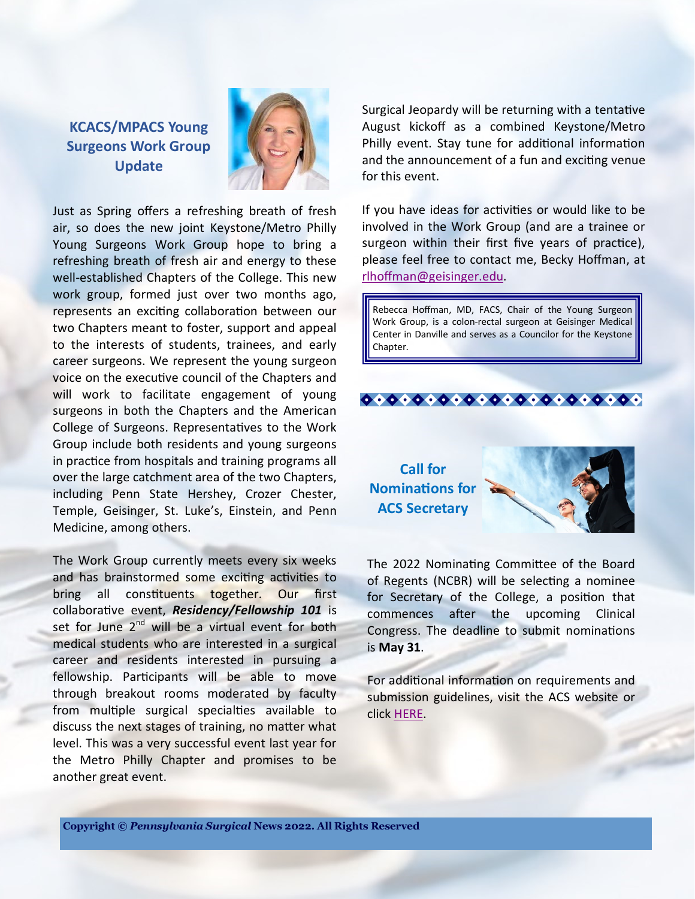## KCACS/MPACS Young Surgeons Work Group Update

Just as Spring offers a refreshing breath of fresh air, so does the new joint Keystone/Metro Philly Young Surgeons Work Group hope to bring a refreshing breath of fresh air and energy to these well-established Chapters of the College. This new work group, formed just over two months ago, represents an exciting collaboration between our two Chapters meant to foster, support and appeal to the interests of students, trainees, and early career surgeons. We represent the young surgeon voice on the executive council of the Chapters and will work to facilitate engagement of young surgeons in both the Chapters and the American College of Surgeons. Representatives to the Work Group include both residents and young surgeons in practice from hospitals and training programs all over the large catchment area of the two Chapters, including Penn State Hershey, Crozer Chester, Temple, Geisinger, St. Luke's, Einstein, and Penn Medicine, among others.

The Work Group currently meets every six weeks and has brainstormed some exciting activities to bring all constituents together. Our first collaborative event, ***Residency/Fellowship 101*** is set for June 2nd will be a virtual event for both medical students who are interested in a surgical career and residents interested in pursuing a fellowship. Participants will be able to move through breakout rooms moderated by faculty from multiple surgical specialties available to discuss the next stages of training, no matter what level. This was a very successful event last year for the Metro Philly Chapter and promises to be another great event.

Surgical Jeopardy will be returning with a tentative August kickoff as a combined Keystone/Metro Philly event. Stay tune for additional information and the announcement of a fun and exciting venue for this event.

If you have ideas for activities or would like to be involved in the Work Group (and are a trainee or surgeon within their first five years of practice), please feel free to contact me, Becky Hoffman, at rlhoffman@geisinger.edu.

> Rebecca Hoffman, MD, FACS, Chair of the Young Surgeon Work Group, is a colon-rectal surgeon at Geisinger Medical Center in Danville and serves as a Councilor for the Keystone Chapter.

## Call for Nominations for ACS Secretary

The 2022 Nominating Committee of the Board of Regents (NCBR) will be selecting a nominee for Secretary of the College, a position that commences after the upcoming Clinical Congress. The deadline to submit nominations is **May 31**.

For additional information on requirements and submission guidelines, visit the ACS website or click HERE.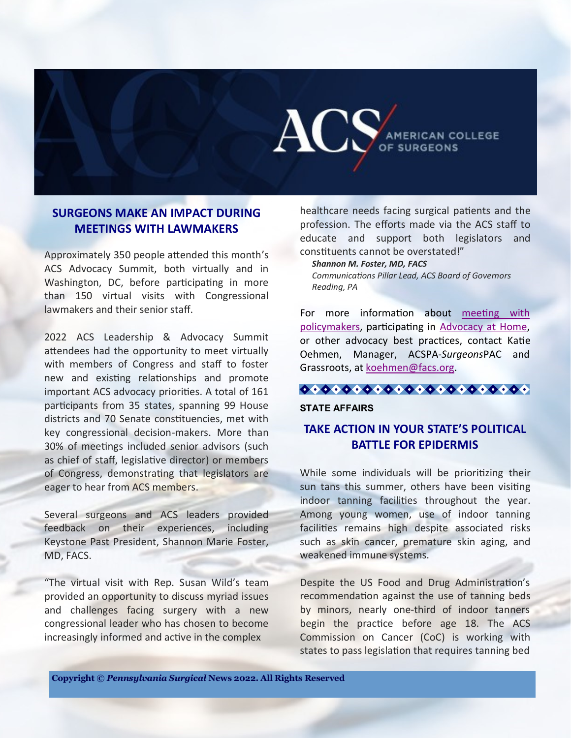## SURGEONS MAKE AN IMPACT DURING MEETINGS WITH LAWMAKERS

Approximately 350 people attended this month's ACS Advocacy Summit, both virtually and in Washington, DC, before participating in more than 150 virtual visits with Congressional lawmakers and their senior staff.

2022 ACS Leadership & Advocacy Summit attendees had the opportunity to meet virtually with members of Congress and staff to foster new and existing relationships and promote important ACS advocacy priorities. A total of 161 participants from 35 states, spanning 99 House districts and 70 Senate constituencies, met with key congressional decision-makers. More than 30% of meetings included senior advisors (such as chief of staff, legislative director) or members of Congress, demonstrating that legislators are eager to hear from ACS members.

Several surgeons and ACS leaders provided feedback on their experiences, including Keystone Past President, Shannon Marie Foster, MD, FACS.

"The virtual visit with Rep. Susan Wild's team provided an opportunity to discuss myriad issues and challenges facing surgery with a new congressional leader who has chosen to become increasingly informed and active in the complex healthcare needs facing surgical patients and the profession. The efforts made via the ACS staff to educate and support both legislators and constituents cannot be overstated!"

***Shannon M. Foster, MD, FACS***
*Communications Pillar Lead, ACS Board of Governors*
*Reading, PA*

For more information about meeting with policymakers, participating in Advocacy at Home, or other advocacy best practices, contact Katie Oehmen, Manager, ACSPA-*Surgeons*PAC and Grassroots, at koehmen@facs.org.

**STATE AFFAIRS**

## TAKE ACTION IN YOUR STATE'S POLITICAL BATTLE FOR EPIDERMIS

While some individuals will be prioritizing their sun tans this summer, others have been visiting indoor tanning facilities throughout the year. Among young women, use of indoor tanning facilities remains high despite associated risks such as skin cancer, premature skin aging, and weakened immune systems.

Despite the US Food and Drug Administration's recommendation against the use of tanning beds by minors, nearly one-third of indoor tanners begin the practice before age 18. The ACS Commission on Cancer (CoC) is working with states to pass legislation that requires tanning bed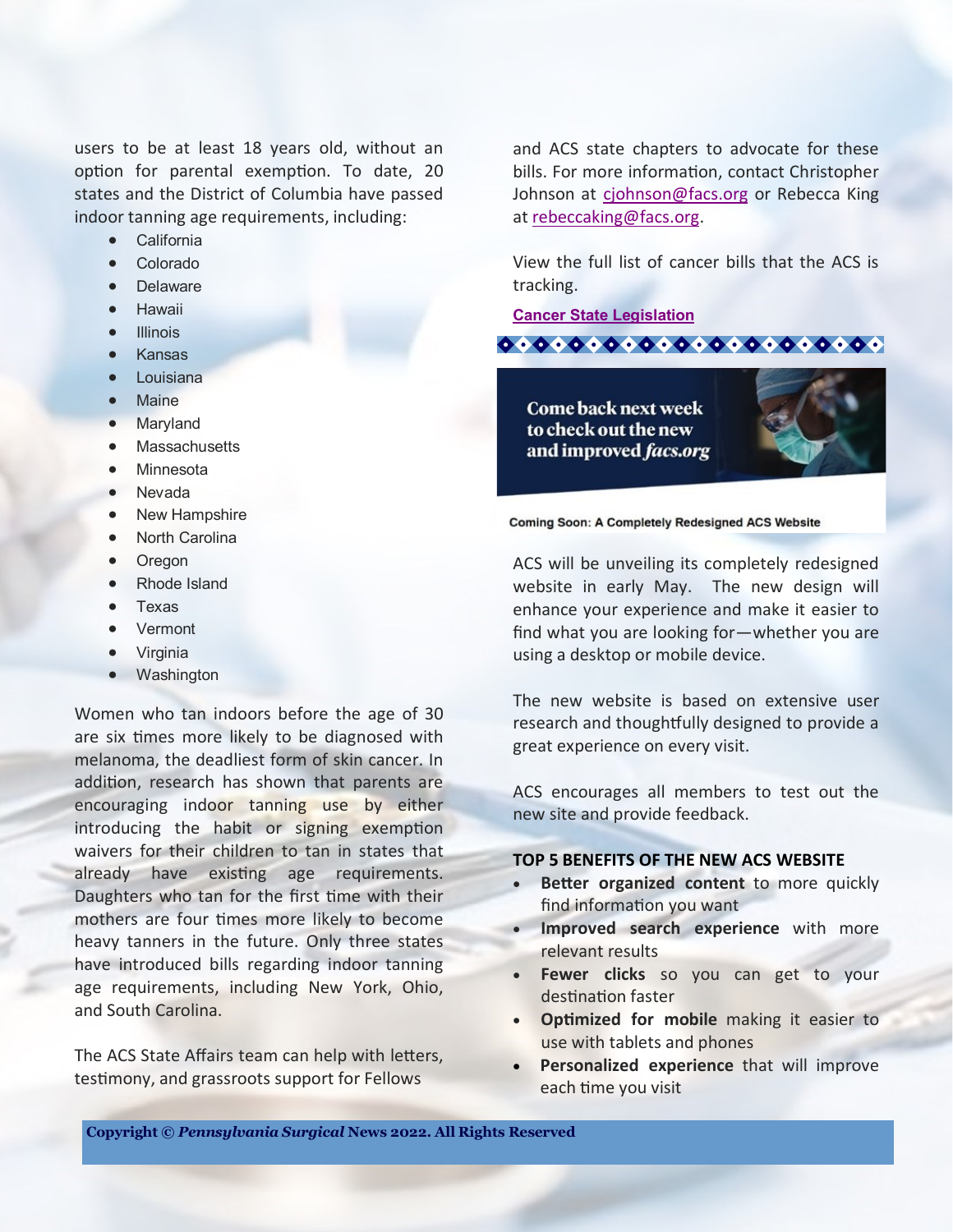users to be at least 18 years old, without an option for parental exemption. To date, 20 states and the District of Columbia have passed indoor tanning age requirements, including:

- California
- Colorado
- Delaware
- Hawaii
- Illinois
- Kansas
- Louisiana
- Maine
- Maryland
- Massachusetts
- Minnesota
- Nevada
- New Hampshire
- North Carolina
- Oregon
- Rhode Island
- Texas
- Vermont
- Virginia
- Washington

Women who tan indoors before the age of 30 are six times more likely to be diagnosed with melanoma, the deadliest form of skin cancer. In addition, research has shown that parents are encouraging indoor tanning use by either introducing the habit or signing exemption waivers for their children to tan in states that already have existing age requirements. Daughters who tan for the first time with their mothers are four times more likely to become heavy tanners in the future. Only three states have introduced bills regarding indoor tanning age requirements, including New York, Ohio, and South Carolina.

The ACS State Affairs team can help with letters, testimony, and grassroots support for Fellows and ACS state chapters to advocate for these bills. For more information, contact Christopher Johnson at cjohnson@facs.org or Rebecca King at rebeccaking@facs.org.

View the full list of cancer bills that the ACS is tracking.

**Cancer State Legislation**

Come back next week to check out the new and improved *facs.org*

**Coming Soon: A Completely Redesigned ACS Website**

ACS will be unveiling its completely redesigned website in early May. The new design will enhance your experience and make it easier to find what you are looking for—whether you are using a desktop or mobile device.

The new website is based on extensive user research and thoughtfully designed to provide a great experience on every visit.

ACS encourages all members to test out the new site and provide feedback.

**TOP 5 BENEFITS OF THE NEW ACS WEBSITE**

- **Better organized content** to more quickly find information you want
- **Improved search experience** with more relevant results
- **Fewer clicks** so you can get to your destination faster
- **Optimized for mobile** making it easier to use with tablets and phones
- **Personalized experience** that will improve each time you visit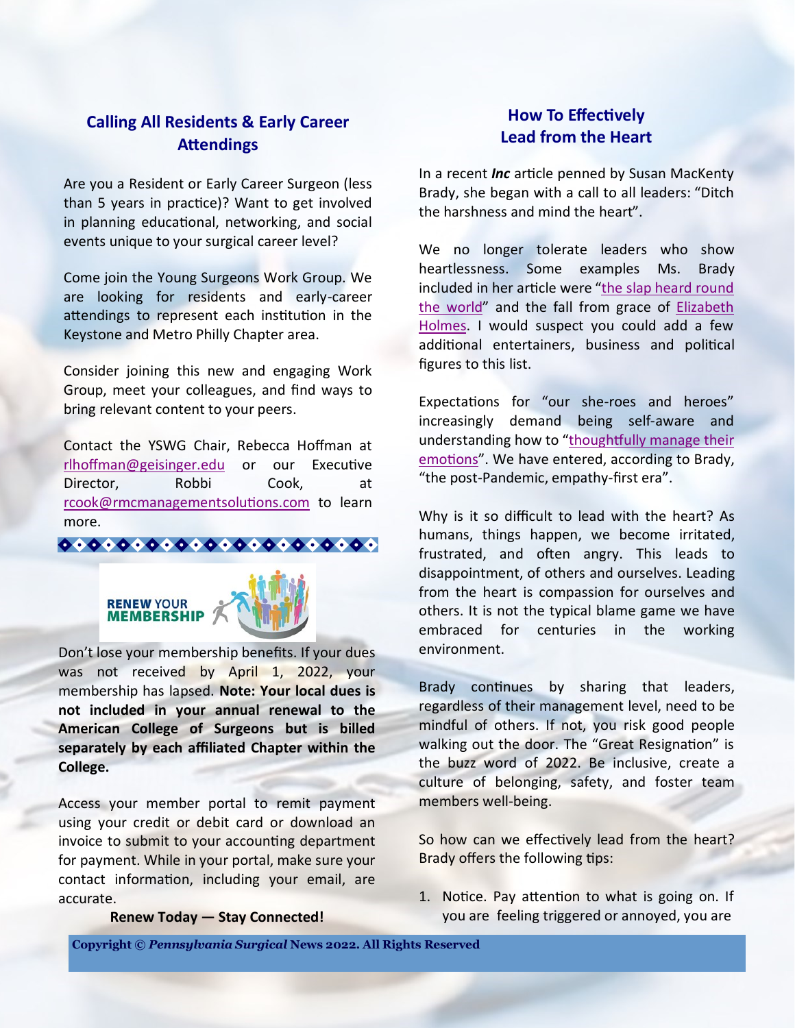## Calling All Residents & Early Career Attendings

Are you a Resident or Early Career Surgeon (less than 5 years in practice)? Want to get involved in planning educational, networking, and social events unique to your surgical career level?

Come join the Young Surgeons Work Group. We are looking for residents and early-career attendings to represent each institution in the Keystone and Metro Philly Chapter area.

Consider joining this new and engaging Work Group, meet your colleagues, and find ways to bring relevant content to your peers.

Contact the YSWG Chair, Rebecca Hoffman at rlhoffman@geisinger.edu or our Executive Director, Robbi Cook, at rcook@rmcmanagementsolutions.com to learn more.

RENEW YOUR MEMBERSHIP

Don't lose your membership benefits. If your dues was not received by April 1, 2022, your membership has lapsed. **Note: Your local dues is not included in your annual renewal to the American College of Surgeons but is billed separately by each affiliated Chapter within the College.**

Access your member portal to remit payment using your credit or debit card or download an invoice to submit to your accounting department for payment. While in your portal, make sure your contact information, including your email, are accurate.

**Renew Today — Stay Connected!**

## How To Effectively Lead from the Heart

In a recent ***Inc*** article penned by Susan MacKenty Brady, she began with a call to all leaders: "Ditch the harshness and mind the heart".

We no longer tolerate leaders who show heartlessness. Some examples Ms. Brady included in her article were "the slap heard round the world" and the fall from grace of Elizabeth Holmes. I would suspect you could add a few additional entertainers, business and political figures to this list.

Expectations for "our she-roes and heroes" increasingly demand being self-aware and understanding how to "thoughtfully manage their emotions". We have entered, according to Brady, "the post-Pandemic, empathy-first era".

Why is it so difficult to lead with the heart? As humans, things happen, we become irritated, frustrated, and often angry. This leads to disappointment, of others and ourselves. Leading from the heart is compassion for ourselves and others. It is not the typical blame game we have embraced for centuries in the working environment.

Brady continues by sharing that leaders, regardless of their management level, need to be mindful of others. If not, you risk good people walking out the door. The "Great Resignation" is the buzz word of 2022. Be inclusive, create a culture of belonging, safety, and foster team members well-being.

So how can we effectively lead from the heart? Brady offers the following tips:

1. Notice. Pay attention to what is going on. If you are feeling triggered or annoyed, you are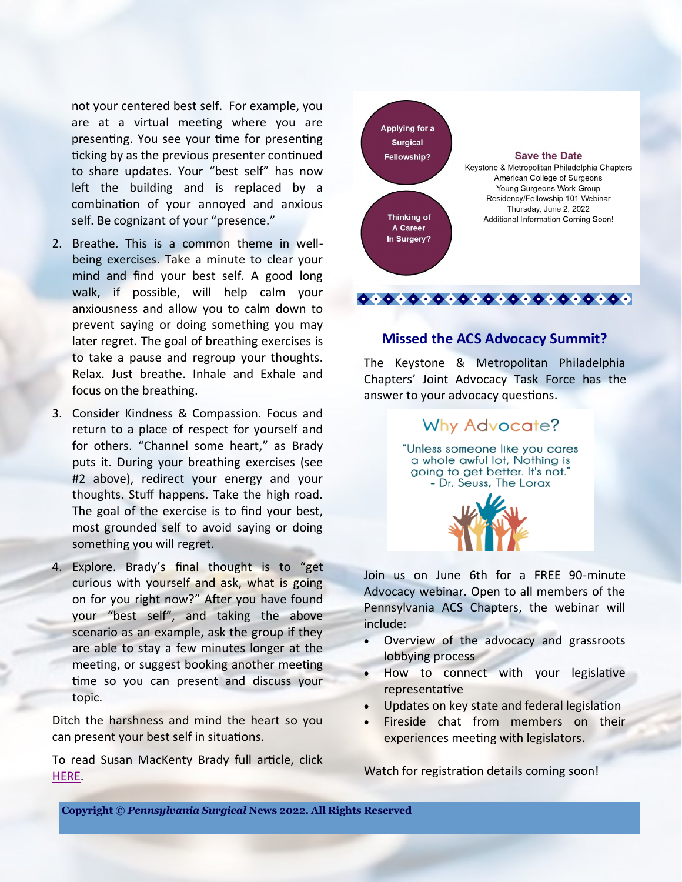not your centered best self. For example, you are at a virtual meeting where you are presenting. You see your time for presenting ticking by as the previous presenter continued to share updates. Your "best self" has now left the building and is replaced by a combination of your annoyed and anxious self. Be cognizant of your "presence."

2. Breathe. This is a common theme in well-being exercises. Take a minute to clear your mind and find your best self. A good long walk, if possible, will help calm your anxiousness and allow you to calm down to prevent saying or doing something you may later regret. The goal of breathing exercises is to take a pause and regroup your thoughts. Relax. Just breathe. Inhale and Exhale and focus on the breathing.
3. Consider Kindness & Compassion. Focus and return to a place of respect for yourself and for others. "Channel some heart," as Brady puts it. During your breathing exercises (see #2 above), redirect your energy and your thoughts. Stuff happens. Take the high road. The goal of the exercise is to find your best, most grounded self to avoid saying or doing something you will regret.
4. Explore. Brady's final thought is to "get curious with yourself and ask, what is going on for you right now?" After you have found your "best self", and taking the above scenario as an example, ask the group if they are able to stay a few minutes longer at the meeting, or suggest booking another meeting time so you can present and discuss your topic.

Ditch the harshness and mind the heart so you can present your best self in situations.

To read Susan MacKenty Brady full article, click HERE.

Applying for a Surgical Fellowship?

Thinking of A Career In Surgery?

**Save the Date**

Keystone & Metropolitan Philadelphia Chapters
American College of Surgeons
Young Surgeons Work Group
Residency/Fellowship 101 Webinar
Thursday, June 2, 2022
Additional Information Coming Soon!

## Missed the ACS Advocacy Summit?

The Keystone & Metropolitan Philadelphia Chapters' Joint Advocacy Task Force has the answer to your advocacy questions.

**Why Advocate?**

"Unless someone like you cares a whole awful lot, Nothing is going to get better. It's not."
- Dr. Seuss, The Lorax

Join us on June 6th for a FREE 90-minute Advocacy webinar. Open to all members of the Pennsylvania ACS Chapters, the webinar will include:

- Overview of the advocacy and grassroots lobbying process
- How to connect with your legislative representative
- Updates on key state and federal legislation
- Fireside chat from members on their experiences meeting with legislators.

Watch for registration details coming soon!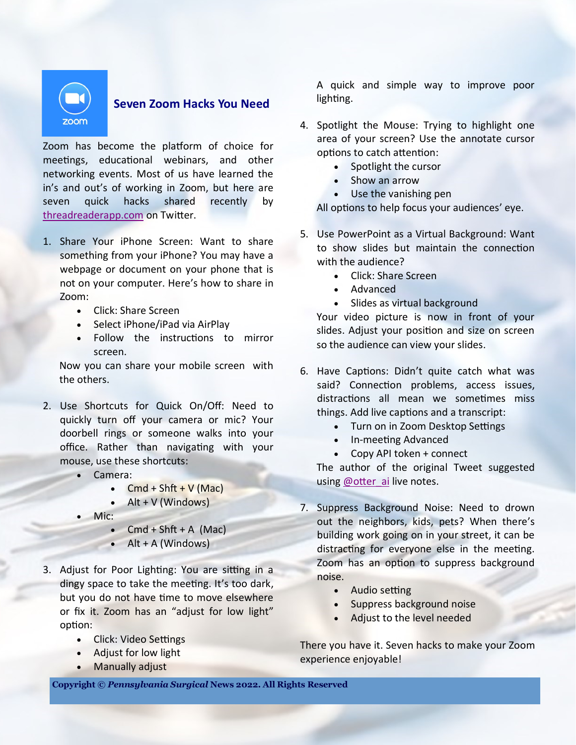## Seven Zoom Hacks You Need

Zoom has become the platform of choice for meetings, educational webinars, and other networking events. Most of us have learned the in's and out's of working in Zoom, but here are seven quick hacks shared recently by threadreaderapp.com on Twitter.

1. Share Your iPhone Screen: Want to share something from your iPhone? You may have a webpage or document on your phone that is not on your computer. Here's how to share in Zoom:
   - Click: Share Screen
   - Select iPhone/iPad via AirPlay
   - Follow the instructions to mirror screen.

   Now you can share your mobile screen with the others.

2. Use Shortcuts for Quick On/Off: Need to quickly turn off your camera or mic? Your doorbell rings or someone walks into your office. Rather than navigating with your mouse, use these shortcuts:
   - Camera:
     - Cmd + Shft + V (Mac)
     - Alt + V (Windows)
   - Mic:
     - Cmd + Shft + A (Mac)
     - Alt + A (Windows)

3. Adjust for Poor Lighting: You are sitting in a dingy space to take the meeting. It's too dark, but you do not have time to move elsewhere or fix it. Zoom has an "adjust for low light" option:
   - Click: Video Settings
   - Adjust for low light
   - Manually adjust

   A quick and simple way to improve poor lighting.

4. Spotlight the Mouse: Trying to highlight one area of your screen? Use the annotate cursor options to catch attention:
   - Spotlight the cursor
   - Show an arrow
   - Use the vanishing pen

   All options to help focus your audiences' eye.

5. Use PowerPoint as a Virtual Background: Want to show slides but maintain the connection with the audience?
   - Click: Share Screen
   - Advanced
   - Slides as virtual background

   Your video picture is now in front of your slides. Adjust your position and size on screen so the audience can view your slides.

6. Have Captions: Didn't quite catch what was said? Connection problems, access issues, distractions all mean we sometimes miss things. Add live captions and a transcript:
   - Turn on in Zoom Desktop Settings
   - In-meeting Advanced
   - Copy API token + connect

   The author of the original Tweet suggested using @otter_ai live notes.

7. Suppress Background Noise: Need to drown out the neighbors, kids, pets? When there's building work going on in your street, it can be distracting for everyone else in the meeting. Zoom has an option to suppress background noise.
   - Audio setting
   - Suppress background noise
   - Adjust to the level needed

There you have it. Seven hacks to make your Zoom experience enjoyable!

**Copyright © *Pennsylvania Surgical* News 2022. All Rights Reserved**